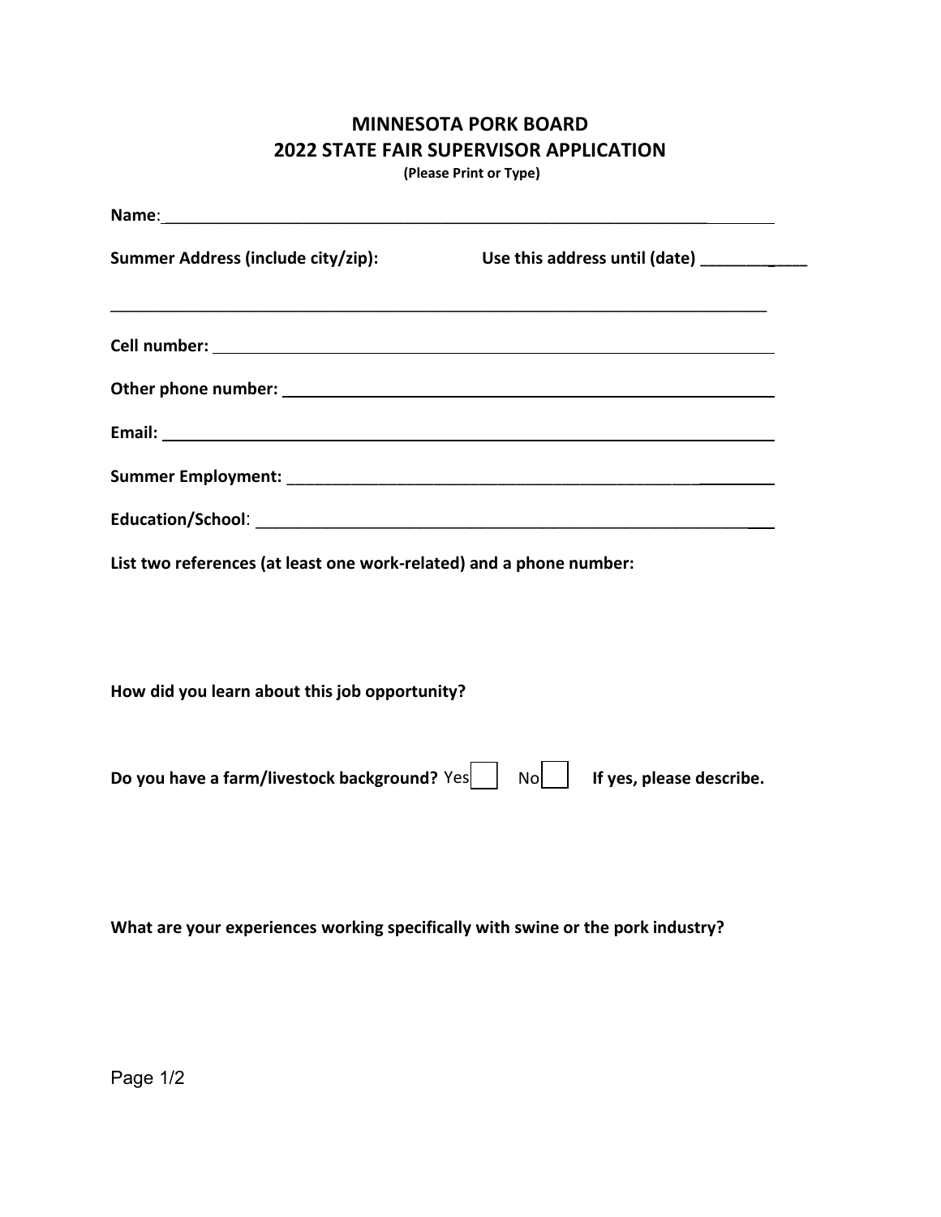# MINNESOTA PORK BOARD
## 2022 STATE FAIR SUPERVISOR APPLICATION

**(Please Print or Type)**

**Name**:____________________________________________________________

**Summary Address (include city/zip):** **Use this address until (date)** ___________

_____________________________________________________________________

**Cell number:** ______________________________________________________

**Other phone number:** ________________________________________________

**Email:** ___________________________________________________________

**Summer Employment:** _________________________________________________

**Education/School**: __________________________________________________

**List two references (at least one work-related) and a phone number:**

**How did you learn about this job opportunity?**

**Do you have a farm/livestock background?** Yes ☐ No ☐ **If yes, please describe.**

**What are your experiences working specifically with swine or the pork industry?**

# MINNESOTA PORK BOARD
## 2022 STATE FAIR SUPERVISOR APPLICATION

**(Please Print or Type)**

**Name**:____________________________________________________________

**Summer Address (include city/zip):** **Use this address until (date)** ___________

_____________________________________________________________________

**Cell number:** ______________________________________________________

**Other phone number:** ________________________________________________

**Email:** ___________________________________________________________

**Summer Employment:** _________________________________________________

**Education/School**: __________________________________________________

**List two references (at least one work-related) and a phone number:**

**How did you learn about this job opportunity?**

**Do you have a farm/livestock background?** Yes ☐ No ☐ **If yes, please describe.**

**What are your experiences working specifically with swine or the pork industry?**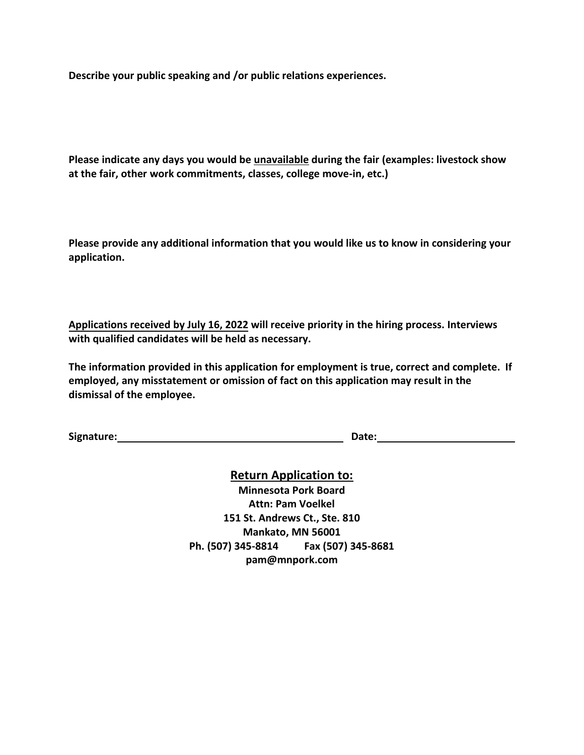**Describe your public speaking and /or public relations experiences.**

**Please indicate any days you would be unavailable during the fair (examples: livestock show at the fair, other work commitments, classes, college move-in, etc.)**

**Please provide any additional information that you would like us to know in considering your application.**

**Applications received by July 16, 2022 will receive priority in the hiring process. Interviews with qualified candidates will be held as necessary.**

**The information provided in this application for employment is true, correct and complete. If employed, any misstatement or omission of fact on this application may result in the dismissal of the employee.**

**Signature:**\_\_\_\_\_\_\_\_\_\_\_\_\_\_\_\_\_\_\_\_\_\_\_\_\_\_\_\_\_\_\_\_\_\_\_\_\_\_\_\_ **Date:**\_\_\_\_\_\_\_\_\_\_\_\_\_\_\_\_\_\_\_\_\_\_\_\_\_

## Return Application to:

**Minnesota Pork Board**
**Attn: Pam Voelkel**
**151 St. Andrews Ct., Ste. 810**
**Mankato, MN 56001**
**Ph. (507) 345-8814 Fax (507) 345-8681**
**pam@mnpork.com**